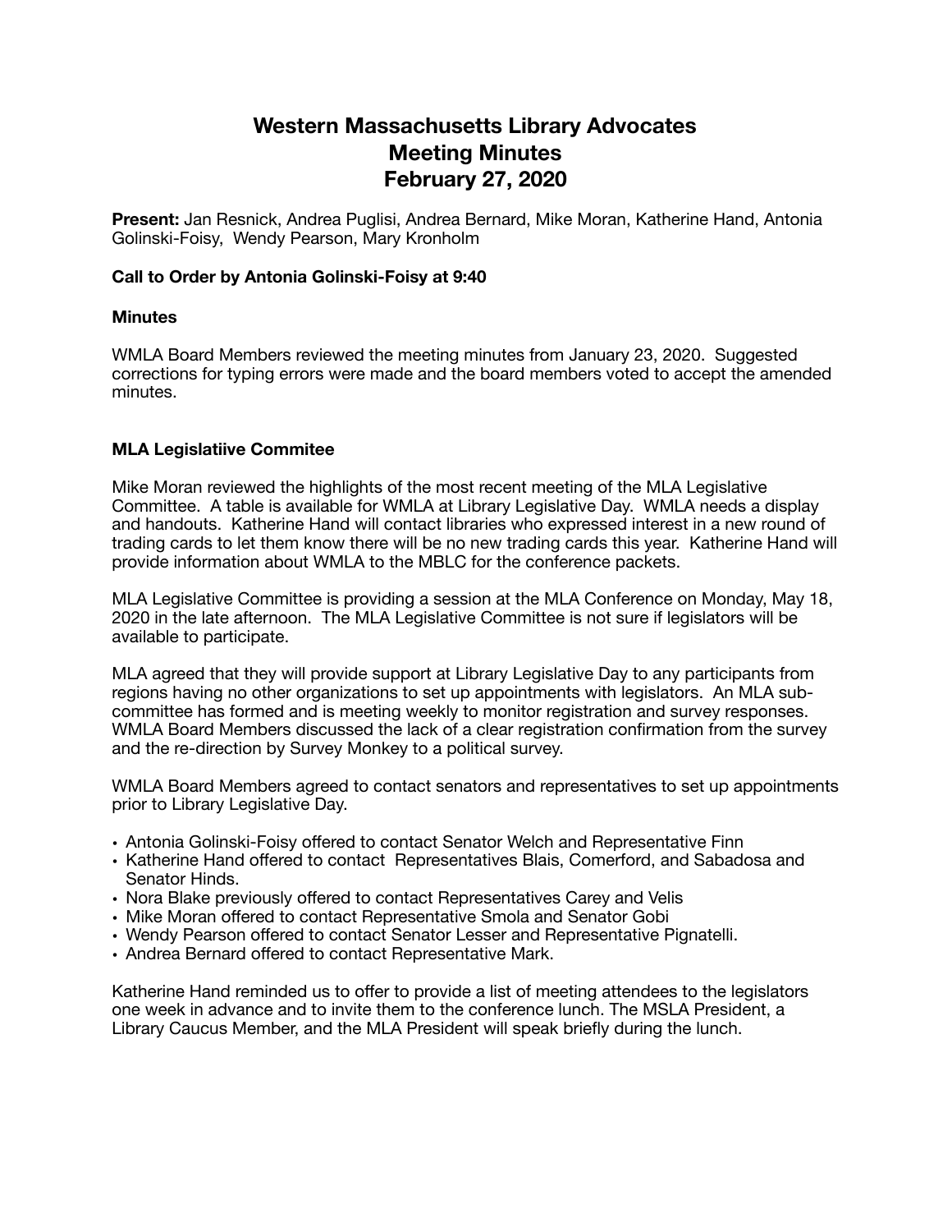# Western Massachusetts Library Advocates
# Meeting Minutes
# February 27, 2020

**Present:** Jan Resnick, Andrea Puglisi, Andrea Bernard, Mike Moran, Katherine Hand, Antonia Golinski-Foisy, Wendy Pearson, Mary Kronholm

**Call to Order by Antonia Golinski-Foisy at 9:40**

**Minutes**

WMLA Board Members reviewed the meeting minutes from January 23, 2020. Suggested corrections for typing errors were made and the board members voted to accept the amended minutes.

**MLA Legislatiive Commitee**

Mike Moran reviewed the highlights of the most recent meeting of the MLA Legislative Committee. A table is available for WMLA at Library Legislative Day. WMLA needs a display and handouts. Katherine Hand will contact libraries who expressed interest in a new round of trading cards to let them know there will be no new trading cards this year. Katherine Hand will provide information about WMLA to the MBLC for the conference packets.

MLA Legislative Committee is providing a session at the MLA Conference on Monday, May 18, 2020 in the late afternoon. The MLA Legislative Committee is not sure if legislators will be available to participate.

MLA agreed that they will provide support at Library Legislative Day to any participants from regions having no other organizations to set up appointments with legislators. An MLA sub-committee has formed and is meeting weekly to monitor registration and survey responses. WMLA Board Members discussed the lack of a clear registration confirmation from the survey and the re-direction by Survey Monkey to a political survey.

WMLA Board Members agreed to contact senators and representatives to set up appointments prior to Library Legislative Day.

- Antonia Golinski-Foisy offered to contact Senator Welch and Representative Finn
- Katherine Hand offered to contact Representatives Blais, Comerford, and Sabadosa and Senator Hinds.
- Nora Blake previously offered to contact Representatives Carey and Velis
- Mike Moran offered to contact Representative Smola and Senator Gobi
- Wendy Pearson offered to contact Senator Lesser and Representative Pignatelli.
- Andrea Bernard offered to contact Representative Mark.

Katherine Hand reminded us to offer to provide a list of meeting attendees to the legislators one week in advance and to invite them to the conference lunch. The MSLA President, a Library Caucus Member, and the MLA President will speak briefly during the lunch.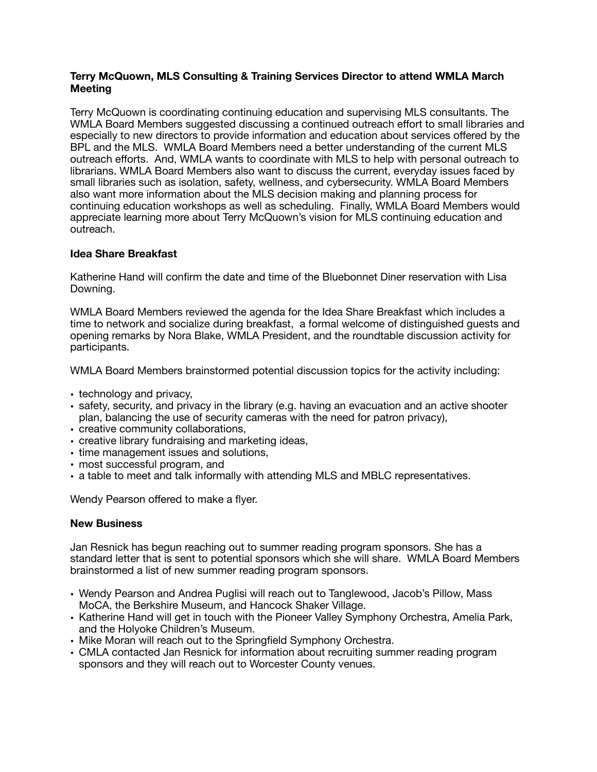**Terry McQuown, MLS Consulting & Training Services Director to attend WMLA March Meeting**

Terry McQuown is coordinating continuing education and supervising MLS consultants. The WMLA Board Members suggested discussing a continued outreach effort to small libraries and especially to new directors to provide information and education about services offered by the BPL and the MLS. WMLA Board Members need a better understanding of the current MLS outreach efforts. And, WMLA wants to coordinate with MLS to help with personal outreach to librarians. WMLA Board Members also want to discuss the current, everyday issues faced by small libraries such as isolation, safety, wellness, and cybersecurity. WMLA Board Members also want more information about the MLS decision making and planning process for continuing education workshops as well as scheduling. Finally, WMLA Board Members would appreciate learning more about Terry McQuown's vision for MLS continuing education and outreach.

**Idea Share Breakfast**

Katherine Hand will confirm the date and time of the Bluebonnet Diner reservation with Lisa Downing.

WMLA Board Members reviewed the agenda for the Idea Share Breakfast which includes a time to network and socialize during breakfast, a formal welcome of distinguished guests and opening remarks by Nora Blake, WMLA President, and the roundtable discussion activity for participants.

WMLA Board Members brainstormed potential discussion topics for the activity including:

- technology and privacy,
- safety, security, and privacy in the library (e.g. having an evacuation and an active shooter plan, balancing the use of security cameras with the need for patron privacy),
- creative community collaborations,
- creative library fundraising and marketing ideas,
- time management issues and solutions,
- most successful program, and
- a table to meet and talk informally with attending MLS and MBLC representatives.

Wendy Pearson offered to make a flyer.

**New Business**

Jan Resnick has begun reaching out to summer reading program sponsors. She has a standard letter that is sent to potential sponsors which she will share. WMLA Board Members brainstormed a list of new summer reading program sponsors.

- Wendy Pearson and Andrea Puglisi will reach out to Tanglewood, Jacob's Pillow, Mass MoCA, the Berkshire Museum, and Hancock Shaker Village.
- Katherine Hand will get in touch with the Pioneer Valley Symphony Orchestra, Amelia Park, and the Holyoke Children's Museum.
- Mike Moran will reach out to the Springfield Symphony Orchestra.
- CMLA contacted Jan Resnick for information about recruiting summer reading program sponsors and they will reach out to Worcester County venues.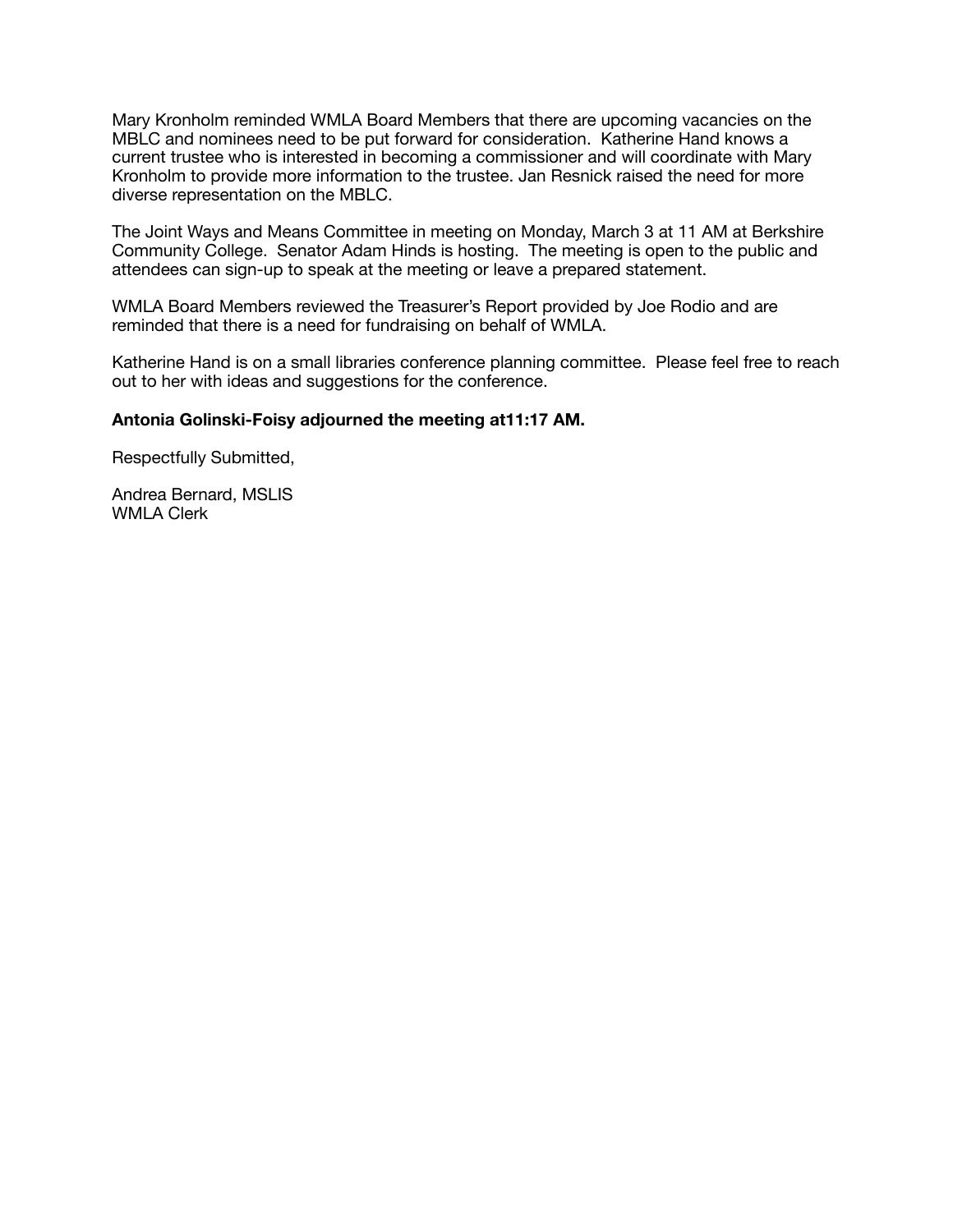Mary Kronholm reminded WMLA Board Members that there are upcoming vacancies on the MBLC and nominees need to be put forward for consideration. Katherine Hand knows a current trustee who is interested in becoming a commissioner and will coordinate with Mary Kronholm to provide more information to the trustee. Jan Resnick raised the need for more diverse representation on the MBLC.

The Joint Ways and Means Committee in meeting on Monday, March 3 at 11 AM at Berkshire Community College. Senator Adam Hinds is hosting. The meeting is open to the public and attendees can sign-up to speak at the meeting or leave a prepared statement.

WMLA Board Members reviewed the Treasurer's Report provided by Joe Rodio and are reminded that there is a need for fundraising on behalf of WMLA.

Katherine Hand is on a small libraries conference planning committee. Please feel free to reach out to her with ideas and suggestions for the conference.

**Antonia Golinski-Foisy adjourned the meeting at11:17 AM.**

Respectfully Submitted,

Andrea Bernard, MSLIS
WMLA Clerk